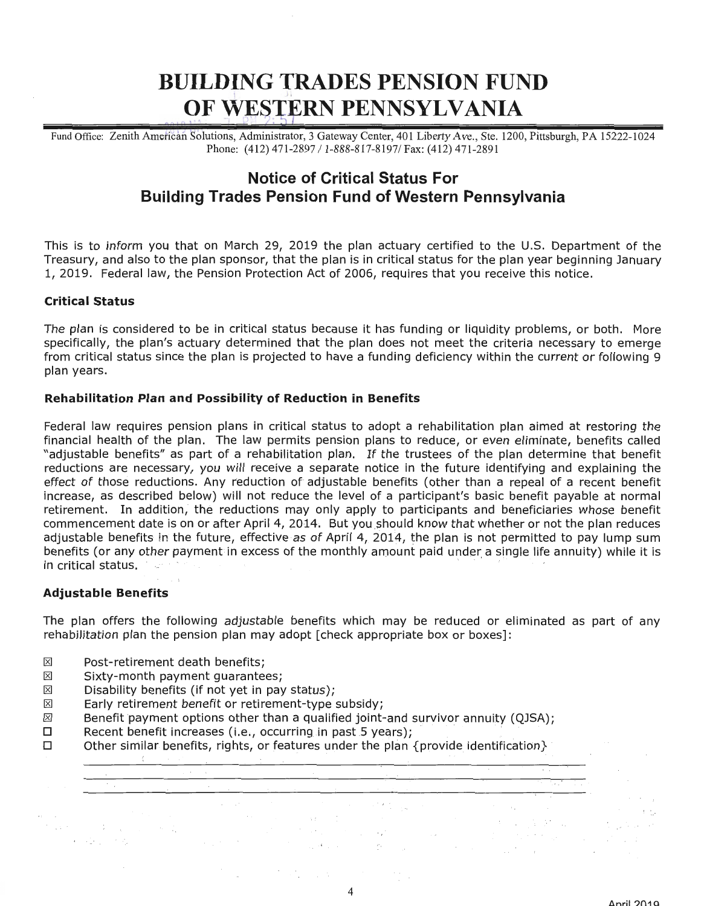# BUILDING TRADES PENSION FUND OF WESTERN PENNSYLVANIA

Fund Office: Zenith American Solutions, Administrator, 3 Gateway Center, 401 Liberty Ave., Ste. 1200, Pittsburgh, PA 15222-1024
Phone: (412) 471-2897 / 1-888-817-8197/ Fax: (412) 471-2891

## Notice of Critical Status For Building Trades Pension Fund of Western Pennsylvania

This is to inform you that on March 29, 2019 the plan actuary certified to the U.S. Department of the Treasury, and also to the plan sponsor, that the plan is in critical status for the plan year beginning January 1, 2019. Federal law, the Pension Protection Act of 2006, requires that you receive this notice.

### Critical Status

The plan is considered to be in critical status because it has funding or liquidity problems, or both. More specifically, the plan's actuary determined that the plan does not meet the criteria necessary to emerge from critical status since the plan is projected to have a funding deficiency within the current or following 9 plan years.

### Rehabilitation Plan and Possibility of Reduction in Benefits

Federal law requires pension plans in critical status to adopt a rehabilitation plan aimed at restoring the financial health of the plan. The law permits pension plans to reduce, or even eliminate, benefits called "adjustable benefits" as part of a rehabilitation plan. If the trustees of the plan determine that benefit reductions are necessary, you will receive a separate notice in the future identifying and explaining the effect of those reductions. Any reduction of adjustable benefits (other than a repeal of a recent benefit increase, as described below) will not reduce the level of a participant's basic benefit payable at normal retirement. In addition, the reductions may only apply to participants and beneficiaries whose benefit commencement date is on or after April 4, 2014. But you should know that whether or not the plan reduces adjustable benefits in the future, effective as of April 4, 2014, the plan is not permitted to pay lump sum benefits (or any other payment in excess of the monthly amount paid under a single life annuity) while it is in critical status.

### Adjustable Benefits

The plan offers the following adjustable benefits which may be reduced or eliminated as part of any rehabilitation plan the pension plan may adopt [check appropriate box or boxes]:

- ☒ Post-retirement death benefits;
- ☒ Sixty-month payment guarantees;
- ☒ Disability benefits (if not yet in pay status);
- ☒ Early retirement benefit or retirement-type subsidy;
- ☒ Benefit payment options other than a qualified joint-and survivor annuity (QJSA);
- ☐ Recent benefit increases (i.e., occurring in past 5 years);
- ☐ Other similar benefits, rights, or features under the plan {provide identification}

_______________________________________________
_______________________________________________
_______________________________________________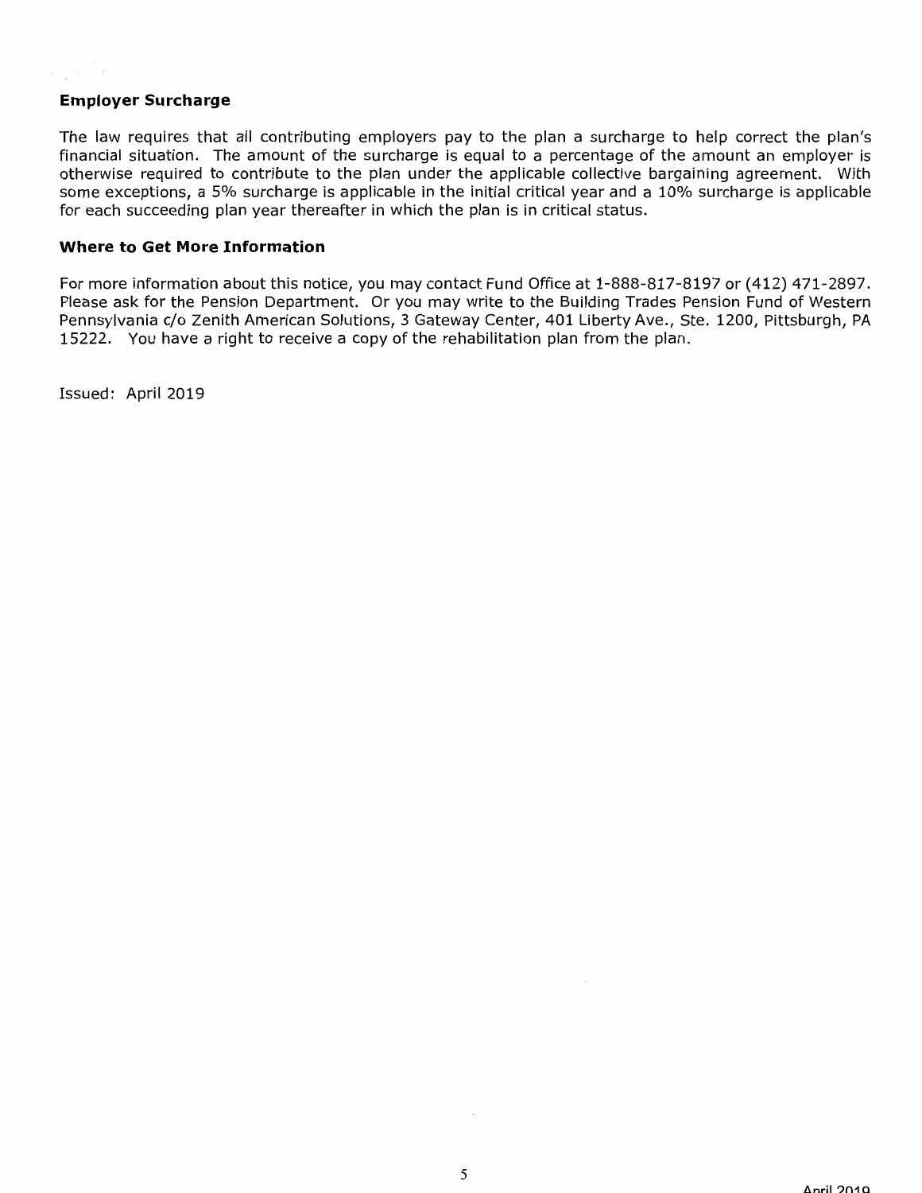### Employer Surcharge

The law requires that all contributing employers pay to the plan a surcharge to help correct the plan's financial situation. The amount of the surcharge is equal to a percentage of the amount an employer is otherwise required to contribute to the plan under the applicable collective bargaining agreement. With some exceptions, a 5% surcharge is applicable in the initial critical year and a 10% surcharge is applicable for each succeeding plan year thereafter in which the plan is in critical status.

### Where to Get More Information

For more information about this notice, you may contact Fund Office at 1-888-817-8197 or (412) 471-2897. Please ask for the Pension Department. Or you may write to the Building Trades Pension Fund of Western Pennsylvania c/o Zenith American Solutions, 3 Gateway Center, 401 Liberty Ave., Ste. 1200, Pittsburgh, PA 15222. You have a right to receive a copy of the rehabilitation plan from the plan.

Issued: April 2019